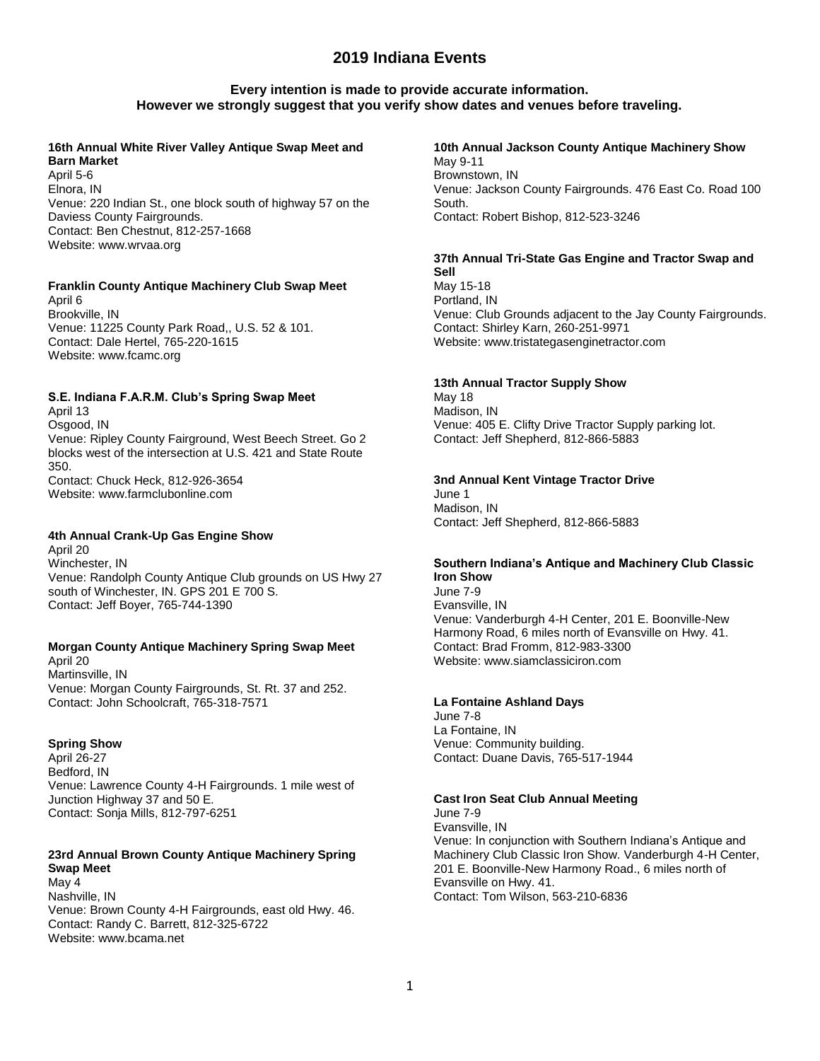# 2019 Indiana Events

**Every intention is made to provide accurate information.**
**However we strongly suggest that you verify show dates and venues before traveling.**

**16th Annual White River Valley Antique Swap Meet and Barn Market**
April 5-6
Elnora, IN
Venue: 220 Indian St., one block south of highway 57 on the Daviess County Fairgrounds.
Contact: Ben Chestnut, 812-257-1668
Website: www.wrvaa.org

**Franklin County Antique Machinery Club Swap Meet**
April 6
Brookville, IN
Venue: 11225 County Park Road,, U.S. 52 & 101.
Contact: Dale Hertel, 765-220-1615
Website: www.fcamc.org

**S.E. Indiana F.A.R.M. Club's Spring Swap Meet**
April 13
Osgood, IN
Venue: Ripley County Fairground, West Beech Street. Go 2 blocks west of the intersection at U.S. 421 and State Route 350.
Contact: Chuck Heck, 812-926-3654
Website: www.farmclubonline.com

**4th Annual Crank-Up Gas Engine Show**
April 20
Winchester, IN
Venue: Randolph County Antique Club grounds on US Hwy 27 south of Winchester, IN. GPS 201 E 700 S.
Contact: Jeff Boyer, 765-744-1390

**Morgan County Antique Machinery Spring Swap Meet**
April 20
Martinsville, IN
Venue: Morgan County Fairgrounds, St. Rt. 37 and 252.
Contact: John Schoolcraft, 765-318-7571

**Spring Show**
April 26-27
Bedford, IN
Venue: Lawrence County 4-H Fairgrounds. 1 mile west of Junction Highway 37 and 50 E.
Contact: Sonja Mills, 812-797-6251

**23rd Annual Brown County Antique Machinery Spring Swap Meet**
May 4
Nashville, IN
Venue: Brown County 4-H Fairgrounds, east old Hwy. 46.
Contact: Randy C. Barrett, 812-325-6722
Website: www.bcama.net

**10th Annual Jackson County Antique Machinery Show**
May 9-11
Brownstown, IN
Venue: Jackson County Fairgrounds. 476 East Co. Road 100 South.
Contact: Robert Bishop, 812-523-3246

**37th Annual Tri-State Gas Engine and Tractor Swap and Sell**
May 15-18
Portland, IN
Venue: Club Grounds adjacent to the Jay County Fairgrounds.
Contact: Shirley Karn, 260-251-9971
Website: www.tristategasenginetractor.com

**13th Annual Tractor Supply Show**
May 18
Madison, IN
Venue: 405 E. Clifty Drive Tractor Supply parking lot.
Contact: Jeff Shepherd, 812-866-5883

**3nd Annual Kent Vintage Tractor Drive**
June 1
Madison, IN
Contact: Jeff Shepherd, 812-866-5883

**Southern Indiana's Antique and Machinery Club Classic Iron Show**
June 7-9
Evansville, IN
Venue: Vanderburgh 4-H Center, 201 E. Boonville-New Harmony Road, 6 miles north of Evansville on Hwy. 41.
Contact: Brad Fromm, 812-983-3300
Website: www.siamclassiciron.com

**La Fontaine Ashland Days**
June 7-8
La Fontaine, IN
Venue: Community building.
Contact: Duane Davis, 765-517-1944

**Cast Iron Seat Club Annual Meeting**
June 7-9
Evansville, IN
Venue: In conjunction with Southern Indiana's Antique and Machinery Club Classic Iron Show. Vanderburgh 4-H Center, 201 E. Boonville-New Harmony Road., 6 miles north of Evansville on Hwy. 41.
Contact: Tom Wilson, 563-210-6836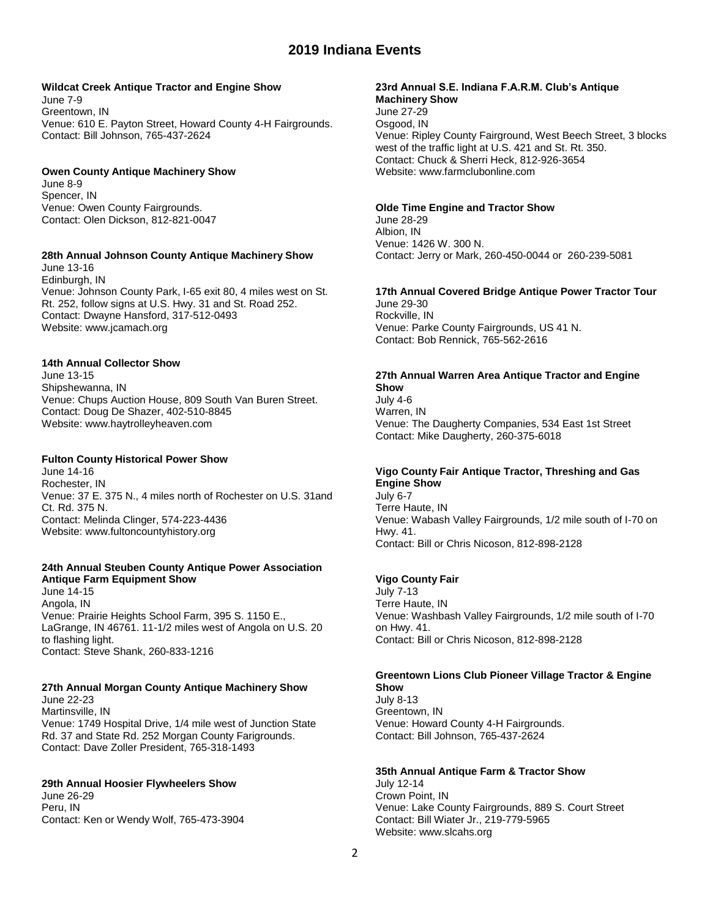# 2019 Indiana Events

**Wildcat Creek Antique Tractor and Engine Show**
June 7-9
Greentown, IN
Venue: 610 E. Payton Street, Howard County 4-H Fairgrounds.
Contact: Bill Johnson, 765-437-2624

**Owen County Antique Machinery Show**
June 8-9
Spencer, IN
Venue: Owen County Fairgrounds.
Contact: Olen Dickson, 812-821-0047

**28th Annual Johnson County Antique Machinery Show**
June 13-16
Edinburgh, IN
Venue: Johnson County Park, I-65 exit 80, 4 miles west on St. Rt. 252, follow signs at U.S. Hwy. 31 and St. Road 252.
Contact: Dwayne Hansford, 317-512-0493
Website: www.jcamach.org

**14th Annual Collector Show**
June 13-15
Shipshewanna, IN
Venue: Chups Auction House, 809 South Van Buren Street.
Contact: Doug De Shazer, 402-510-8845
Website: www.haytrolleyheaven.com

**Fulton County Historical Power Show**
June 14-16
Rochester, IN
Venue: 37 E. 375 N., 4 miles north of Rochester on U.S. 31and Ct. Rd. 375 N.
Contact: Melinda Clinger, 574-223-4436
Website: www.fultoncountyhistory.org

**24th Annual Steuben County Antique Power Association Antique Farm Equipment Show**
June 14-15
Angola, IN
Venue: Prairie Heights School Farm, 395 S. 1150 E., LaGrange, IN 46761. 11-1/2 miles west of Angola on U.S. 20 to flashing light.
Contact: Steve Shank, 260-833-1216

**27th Annual Morgan County Antique Machinery Show**
June 22-23
Martinsville, IN
Venue: 1749 Hospital Drive, 1/4 mile west of Junction State Rd. 37 and State Rd. 252 Morgan County Farigrounds.
Contact: Dave Zoller President, 765-318-1493

**29th Annual Hoosier Flywheelers Show**
June 26-29
Peru, IN
Contact: Ken or Wendy Wolf, 765-473-3904

**23rd Annual S.E. Indiana F.A.R.M. Club's Antique Machinery Show**
June 27-29
Osgood, IN
Venue: Ripley County Fairground, West Beech Street, 3 blocks west of the traffic light at U.S. 421 and St. Rt. 350.
Contact: Chuck & Sherri Heck, 812-926-3654
Website: www.farmclubonline.com

**Olde Time Engine and Tractor Show**
June 28-29
Albion, IN
Venue: 1426 W. 300 N.
Contact: Jerry or Mark, 260-450-0044 or 260-239-5081

**17th Annual Covered Bridge Antique Power Tractor Tour**
June 29-30
Rockville, IN
Venue: Parke County Fairgrounds, US 41 N.
Contact: Bob Rennick, 765-562-2616

**27th Annual Warren Area Antique Tractor and Engine Show**
July 4-6
Warren, IN
Venue: The Daugherty Companies, 534 East 1st Street
Contact: Mike Daugherty, 260-375-6018

**Vigo County Fair Antique Tractor, Threshing and Gas Engine Show**
July 6-7
Terre Haute, IN
Venue: Wabash Valley Fairgrounds, 1/2 mile south of I-70 on Hwy. 41.
Contact: Bill or Chris Nicoson, 812-898-2128

**Vigo County Fair**
July 7-13
Terre Haute, IN
Venue: Washbash Valley Fairgrounds, 1/2 mile south of I-70 on Hwy. 41.
Contact: Bill or Chris Nicoson, 812-898-2128

**Greentown Lions Club Pioneer Village Tractor & Engine Show**
July 8-13
Greentown, IN
Venue: Howard County 4-H Fairgrounds.
Contact: Bill Johnson, 765-437-2624

**35th Annual Antique Farm & Tractor Show**
July 12-14
Crown Point, IN
Venue: Lake County Fairgrounds, 889 S. Court Street
Contact: Bill Wiater Jr., 219-779-5965
Website: www.slcahs.org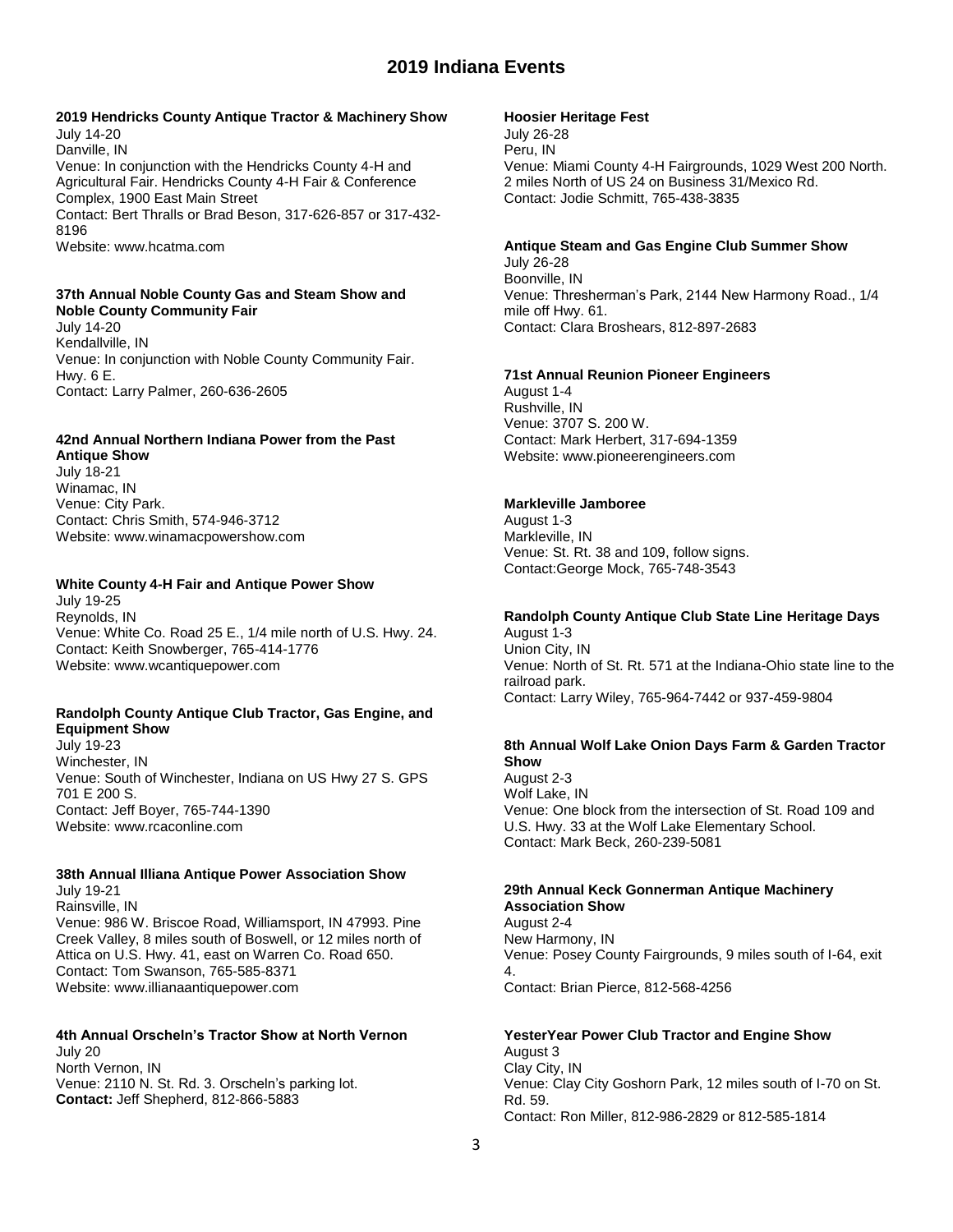# 2019 Indiana Events

**2019 Hendricks County Antique Tractor & Machinery Show**
July 14-20
Danville, IN
Venue: In conjunction with the Hendricks County 4-H and Agricultural Fair. Hendricks County 4-H Fair & Conference Complex, 1900 East Main Street
Contact: Bert Thralls or Brad Beson, 317-626-857 or 317-432-8196
Website: www.hcatma.com

**37th Annual Noble County Gas and Steam Show and Noble County Community Fair**
July 14-20
Kendallville, IN
Venue: In conjunction with Noble County Community Fair. Hwy. 6 E.
Contact: Larry Palmer, 260-636-2605

**42nd Annual Northern Indiana Power from the Past Antique Show**
July 18-21
Winamac, IN
Venue: City Park.
Contact: Chris Smith, 574-946-3712
Website: www.winamacpowershow.com

**White County 4-H Fair and Antique Power Show**
July 19-25
Reynolds, IN
Venue: White Co. Road 25 E., 1/4 mile north of U.S. Hwy. 24.
Contact: Keith Snowberger, 765-414-1776
Website: www.wcantiquepower.com

**Randolph County Antique Club Tractor, Gas Engine, and Equipment Show**
July 19-23
Winchester, IN
Venue: South of Winchester, Indiana on US Hwy 27 S. GPS 701 E 200 S.
Contact: Jeff Boyer, 765-744-1390
Website: www.rcaconline.com

**38th Annual Illiana Antique Power Association Show**
July 19-21
Rainsville, IN
Venue: 986 W. Briscoe Road, Williamsport, IN 47993. Pine Creek Valley, 8 miles south of Boswell, or 12 miles north of Attica on U.S. Hwy. 41, east on Warren Co. Road 650.
Contact: Tom Swanson, 765-585-8371
Website: www.illianaantiquepower.com

**4th Annual Orscheln's Tractor Show at North Vernon**
July 20
North Vernon, IN
Venue: 2110 N. St. Rd. 3. Orscheln's parking lot.
**Contact:** Jeff Shepherd, 812-866-5883

**Hoosier Heritage Fest**
July 26-28
Peru, IN
Venue: Miami County 4-H Fairgrounds, 1029 West 200 North. 2 miles North of US 24 on Business 31/Mexico Rd.
Contact: Jodie Schmitt, 765-438-3835

**Antique Steam and Gas Engine Club Summer Show**
July 26-28
Boonville, IN
Venue: Thresherman's Park, 2144 New Harmony Road., 1/4 mile off Hwy. 61.
Contact: Clara Broshears, 812-897-2683

**71st Annual Reunion Pioneer Engineers**
August 1-4
Rushville, IN
Venue: 3707 S. 200 W.
Contact: Mark Herbert, 317-694-1359
Website: www.pioneerengineers.com

**Markleville Jamboree**
August 1-3
Markleville, IN
Venue: St. Rt. 38 and 109, follow signs.
Contact:George Mock, 765-748-3543

**Randolph County Antique Club State Line Heritage Days**
August 1-3
Union City, IN
Venue: North of St. Rt. 571 at the Indiana-Ohio state line to the railroad park.
Contact: Larry Wiley, 765-964-7442 or 937-459-9804

**8th Annual Wolf Lake Onion Days Farm & Garden Tractor Show**
August 2-3
Wolf Lake, IN
Venue: One block from the intersection of St. Road 109 and U.S. Hwy. 33 at the Wolf Lake Elementary School.
Contact: Mark Beck, 260-239-5081

**29th Annual Keck Gonnerman Antique Machinery Association Show**
August 2-4
New Harmony, IN
Venue: Posey County Fairgrounds, 9 miles south of I-64, exit 4.
Contact: Brian Pierce, 812-568-4256

**YesterYear Power Club Tractor and Engine Show**
August 3
Clay City, IN
Venue: Clay City Goshorn Park, 12 miles south of I-70 on St. Rd. 59.
Contact: Ron Miller, 812-986-2829 or 812-585-1814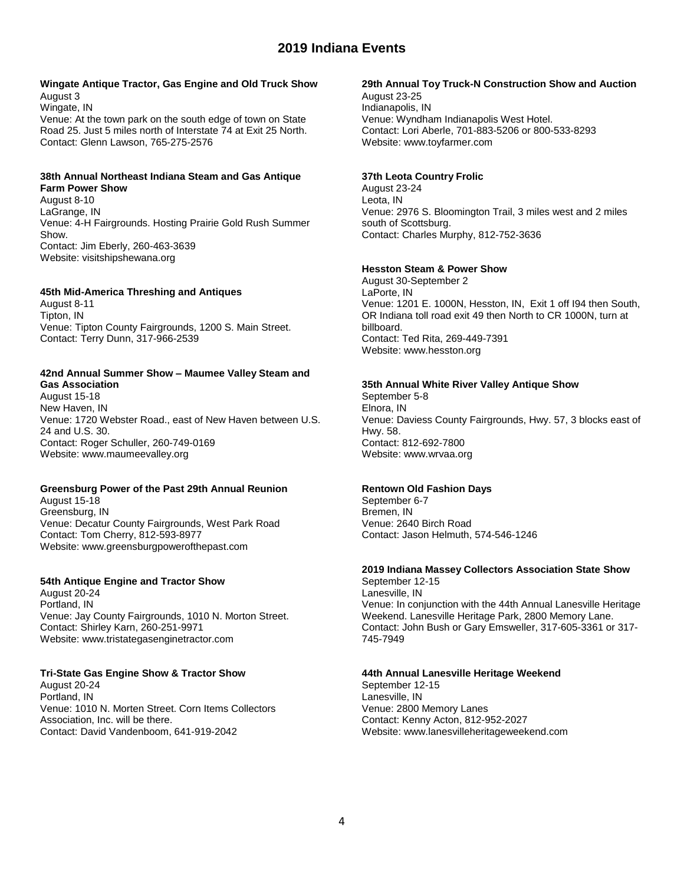# 2019 Indiana Events

**Wingate Antique Tractor, Gas Engine and Old Truck Show**
August 3
Wingate, IN
Venue: At the town park on the south edge of town on State Road 25. Just 5 miles north of Interstate 74 at Exit 25 North.
Contact: Glenn Lawson, 765-275-2576

**38th Annual Northeast Indiana Steam and Gas Antique Farm Power Show**
August 8-10
LaGrange, IN
Venue: 4-H Fairgrounds. Hosting Prairie Gold Rush Summer Show.
Contact: Jim Eberly, 260-463-3639
Website: visitshipshewana.org

**45th Mid-America Threshing and Antiques**
August 8-11
Tipton, IN
Venue: Tipton County Fairgrounds, 1200 S. Main Street.
Contact: Terry Dunn, 317-966-2539

**42nd Annual Summer Show – Maumee Valley Steam and Gas Association**
August 15-18
New Haven, IN
Venue: 1720 Webster Road., east of New Haven between U.S. 24 and U.S. 30.
Contact: Roger Schuller, 260-749-0169
Website: www.maumeevalley.org

**Greensburg Power of the Past 29th Annual Reunion**
August 15-18
Greensburg, IN
Venue: Decatur County Fairgrounds, West Park Road
Contact: Tom Cherry, 812-593-8977
Website: www.greensburgpowerofthepast.com

**54th Antique Engine and Tractor Show**
August 20-24
Portland, IN
Venue: Jay County Fairgrounds, 1010 N. Morton Street.
Contact: Shirley Karn, 260-251-9971
Website: www.tristategasenginetractor.com

**Tri-State Gas Engine Show & Tractor Show**
August 20-24
Portland, IN
Venue: 1010 N. Morten Street. Corn Items Collectors Association, Inc. will be there.
Contact: David Vandenboom, 641-919-2042

**29th Annual Toy Truck-N Construction Show and Auction**
August 23-25
Indianapolis, IN
Venue: Wyndham Indianapolis West Hotel.
Contact: Lori Aberle, 701-883-5206 or 800-533-8293
Website: www.toyfarmer.com

**37th Leota Country Frolic**
August 23-24
Leota, IN
Venue: 2976 S. Bloomington Trail, 3 miles west and 2 miles south of Scottsburg.
Contact: Charles Murphy, 812-752-3636

**Hesston Steam & Power Show**
August 30-September 2
LaPorte, IN
Venue: 1201 E. 1000N, Hesston, IN, Exit 1 off I94 then South, OR Indiana toll road exit 49 then North to CR 1000N, turn at billboard.
Contact: Ted Rita, 269-449-7391
Website: www.hesston.org

**35th Annual White River Valley Antique Show**
September 5-8
Elnora, IN
Venue: Daviess County Fairgrounds, Hwy. 57, 3 blocks east of Hwy. 58.
Contact: 812-692-7800
Website: www.wrvaa.org

**Rentown Old Fashion Days**
September 6-7
Bremen, IN
Venue: 2640 Birch Road
Contact: Jason Helmuth, 574-546-1246

**2019 Indiana Massey Collectors Association State Show**
September 12-15
Lanesville, IN
Venue: In conjunction with the 44th Annual Lanesville Heritage Weekend. Lanesville Heritage Park, 2800 Memory Lane.
Contact: John Bush or Gary Emsweller, 317-605-3361 or 317-745-7949

**44th Annual Lanesville Heritage Weekend**
September 12-15
Lanesville, IN
Venue: 2800 Memory Lanes
Contact: Kenny Acton, 812-952-2027
Website: www.lanesvilleheritageweekend.com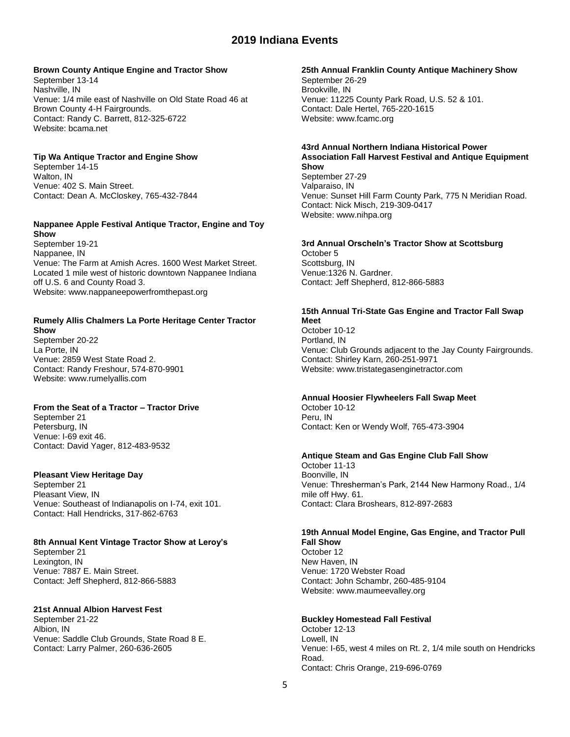# 2019 Indiana Events

**Brown County Antique Engine and Tractor Show**
September 13-14
Nashville, IN
Venue: 1/4 mile east of Nashville on Old State Road 46 at Brown County 4-H Fairgrounds.
Contact: Randy C. Barrett, 812-325-6722
Website: bcama.net

**Tip Wa Antique Tractor and Engine Show**
September 14-15
Walton, IN
Venue: 402 S. Main Street.
Contact: Dean A. McCloskey, 765-432-7844

**Nappanee Apple Festival Antique Tractor, Engine and Toy Show**
September 19-21
Nappanee, IN
Venue: The Farm at Amish Acres. 1600 West Market Street. Located 1 mile west of historic downtown Nappanee Indiana off U.S. 6 and County Road 3.
Website: www.nappaneepowerfromthepast.org

**Rumely Allis Chalmers La Porte Heritage Center Tractor Show**
September 20-22
La Porte, IN
Venue: 2859 West State Road 2.
Contact: Randy Freshour, 574-870-9901
Website: www.rumelyallis.com

**From the Seat of a Tractor – Tractor Drive**
September 21
Petersburg, IN
Venue: I-69 exit 46.
Contact: David Yager, 812-483-9532

**Pleasant View Heritage Day**
September 21
Pleasant View, IN
Venue: Southeast of Indianapolis on I-74, exit 101.
Contact: Hall Hendricks, 317-862-6763

**8th Annual Kent Vintage Tractor Show at Leroy's**
September 21
Lexington, IN
Venue: 7887 E. Main Street.
Contact: Jeff Shepherd, 812-866-5883

**21st Annual Albion Harvest Fest**
September 21-22
Albion, IN
Venue: Saddle Club Grounds, State Road 8 E.
Contact: Larry Palmer, 260-636-2605

**25th Annual Franklin County Antique Machinery Show**
September 26-29
Brookville, IN
Venue: 11225 County Park Road, U.S. 52 & 101.
Contact: Dale Hertel, 765-220-1615
Website: www.fcamc.org

**43rd Annual Northern Indiana Historical Power Association Fall Harvest Festival and Antique Equipment Show**
September 27-29
Valparaiso, IN
Venue: Sunset Hill Farm County Park, 775 N Meridian Road.
Contact: Nick Misch, 219-309-0417
Website: www.nihpa.org

**3rd Annual Orscheln's Tractor Show at Scottsburg**
October 5
Scottsburg, IN
Venue:1326 N. Gardner.
Contact: Jeff Shepherd, 812-866-5883

**15th Annual Tri-State Gas Engine and Tractor Fall Swap Meet**
October 10-12
Portland, IN
Venue: Club Grounds adjacent to the Jay County Fairgrounds.
Contact: Shirley Karn, 260-251-9971
Website: www.tristategasenginetractor.com

**Annual Hoosier Flywheelers Fall Swap Meet**
October 10-12
Peru, IN
Contact: Ken or Wendy Wolf, 765-473-3904

**Antique Steam and Gas Engine Club Fall Show**
October 11-13
Boonville, IN
Venue: Thresherman's Park, 2144 New Harmony Road., 1/4 mile off Hwy. 61.
Contact: Clara Broshears, 812-897-2683

**19th Annual Model Engine, Gas Engine, and Tractor Pull Fall Show**
October 12
New Haven, IN
Venue: 1720 Webster Road
Contact: John Schambr, 260-485-9104
Website: www.maumeevalley.org

**Buckley Homestead Fall Festival**
October 12-13
Lowell, IN
Venue: I-65, west 4 miles on Rt. 2, 1/4 mile south on Hendricks Road.
Contact: Chris Orange, 219-696-0769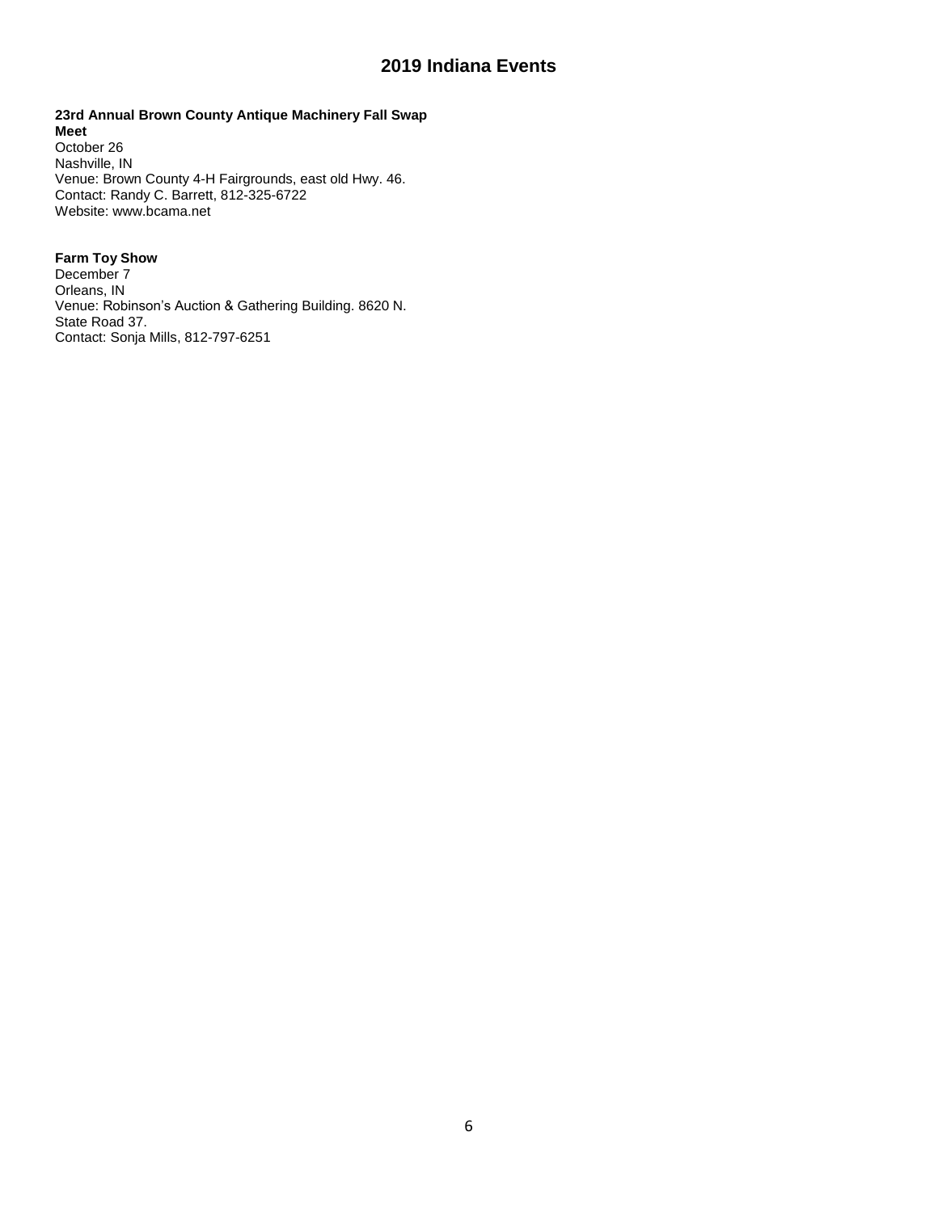## 2019 Indiana Events

**23rd Annual Brown County Antique Machinery Fall Swap Meet**
October 26
Nashville, IN
Venue: Brown County 4-H Fairgrounds, east old Hwy. 46.
Contact: Randy C. Barrett, 812-325-6722
Website: www.bcama.net

**Farm Toy Show**
December 7
Orleans, IN
Venue: Robinson's Auction & Gathering Building. 8620 N. State Road 37.
Contact: Sonja Mills, 812-797-6251